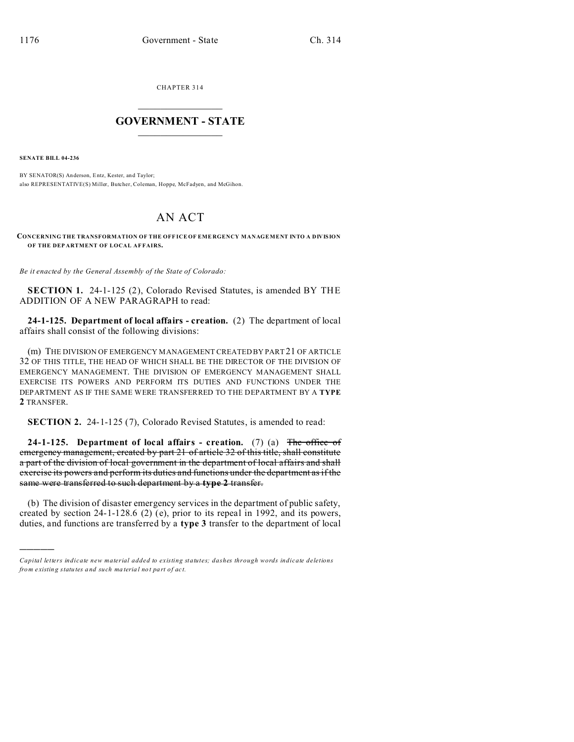CHAPTER 314

# GOVERNMENT - STATE

**SENATE BILL 04-236**

BY SENATOR(S) Anderson, Entz, Kester, and Taylor;
also REPRESENTATIVE(S) Miller, Butcher, Coleman, Hoppe, McFadyen, and McGihon.

# AN ACT

**CONCERNING THE TRANSFORMATION OF THE OFFICE OF EMERGENCY MANAGEMENT INTO A DIVISION OF THE DEPARTMENT OF LOCAL AFFAIRS.**

*Be it enacted by the General Assembly of the State of Colorado:*

**SECTION 1.** 24-1-125 (2), Colorado Revised Statutes, is amended BY THE ADDITION OF A NEW PARAGRAPH to read:

**24-1-125. Department of local affairs - creation.** (2) The department of local affairs shall consist of the following divisions:

(m) THE DIVISION OF EMERGENCY MANAGEMENT CREATED BY PART 21 OF ARTICLE 32 OF THIS TITLE, THE HEAD OF WHICH SHALL BE THE DIRECTOR OF THE DIVISION OF EMERGENCY MANAGEMENT. THE DIVISION OF EMERGENCY MANAGEMENT SHALL EXERCISE ITS POWERS AND PERFORM ITS DUTIES AND FUNCTIONS UNDER THE DEPARTMENT AS IF THE SAME WERE TRANSFERRED TO THE DEPARTMENT BY A **TYPE 2** TRANSFER.

**SECTION 2.** 24-1-125 (7), Colorado Revised Statutes, is amended to read:

**24-1-125. Department of local affairs - creation.** (7) (a) ~~The office of emergency management, created by part 21 of article 32 of this title, shall constitute a part of the division of local government in the department of local affairs and shall exercise its powers and perform its duties and functions under the department as if the same were transferred to such department by a **type 2** transfer.~~

(b) The division of disaster emergency services in the department of public safety, created by section 24-1-128.6 (2) (e), prior to its repeal in 1992, and its powers, duties, and functions are transferred by a **type 3** transfer to the department of local

---

*Capital letters indicate new material added to existing statutes; dashes through words indicate deletions from existing statutes and such material not part of act.*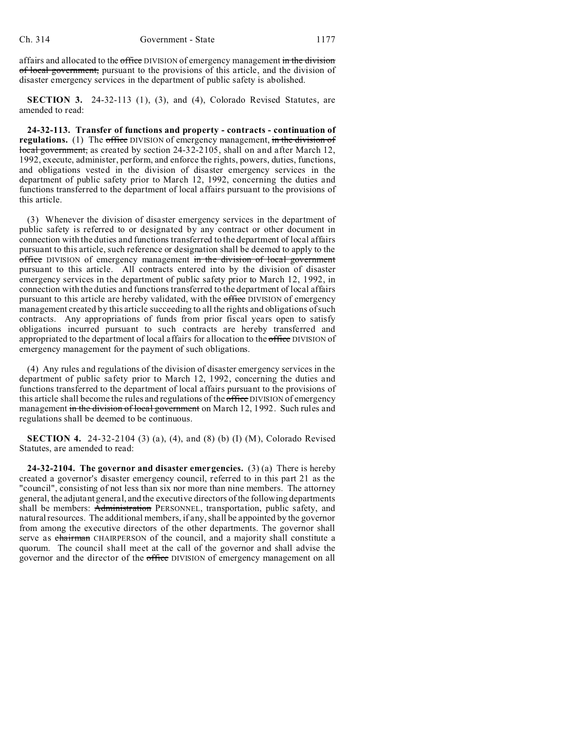affairs and allocated to the ~~office~~ DIVISION of emergency management ~~in the division of local government,~~ pursuant to the provisions of this article, and the division of disaster emergency services in the department of public safety is abolished.

**SECTION 3.** 24-32-113 (1), (3), and (4), Colorado Revised Statutes, are amended to read:

**24-32-113. Transfer of functions and property - contracts - continuation of regulations.** (1) The ~~office~~ DIVISION of emergency management, ~~in the division of local government,~~ as created by section 24-32-2105, shall on and after March 12, 1992, execute, administer, perform, and enforce the rights, powers, duties, functions, and obligations vested in the division of disaster emergency services in the department of public safety prior to March 12, 1992, concerning the duties and functions transferred to the department of local affairs pursuant to the provisions of this article.

(3) Whenever the division of disaster emergency services in the department of public safety is referred to or designated by any contract or other document in connection with the duties and functions transferred to the department of local affairs pursuant to this article, such reference or designation shall be deemed to apply to the ~~office~~ DIVISION of emergency management ~~in the division of local government~~ pursuant to this article. All contracts entered into by the division of disaster emergency services in the department of public safety prior to March 12, 1992, in connection with the duties and functions transferred to the department of local affairs pursuant to this article are hereby validated, with the ~~office~~ DIVISION of emergency management created by this article succeeding to all the rights and obligations of such contracts. Any appropriations of funds from prior fiscal years open to satisfy obligations incurred pursuant to such contracts are hereby transferred and appropriated to the department of local affairs for allocation to the ~~office~~ DIVISION of emergency management for the payment of such obligations.

(4) Any rules and regulations of the division of disaster emergency services in the department of public safety prior to March 12, 1992, concerning the duties and functions transferred to the department of local affairs pursuant to the provisions of this article shall become the rules and regulations of the ~~office~~ DIVISION of emergency management ~~in the division of local government~~ on March 12, 1992. Such rules and regulations shall be deemed to be continuous.

**SECTION 4.** 24-32-2104 (3) (a), (4), and (8) (b) (I) (M), Colorado Revised Statutes, are amended to read:

**24-32-2104. The governor and disaster emergencies.** (3) (a) There is hereby created a governor's disaster emergency council, referred to in this part 21 as the "council", consisting of not less than six nor more than nine members. The attorney general, the adjutant general, and the executive directors of the following departments shall be members: ~~Administration~~ PERSONNEL, transportation, public safety, and natural resources. The additional members, if any, shall be appointed by the governor from among the executive directors of the other departments. The governor shall serve as ~~chairman~~ CHAIRPERSON of the council, and a majority shall constitute a quorum. The council shall meet at the call of the governor and shall advise the governor and the director of the ~~office~~ DIVISION of emergency management on all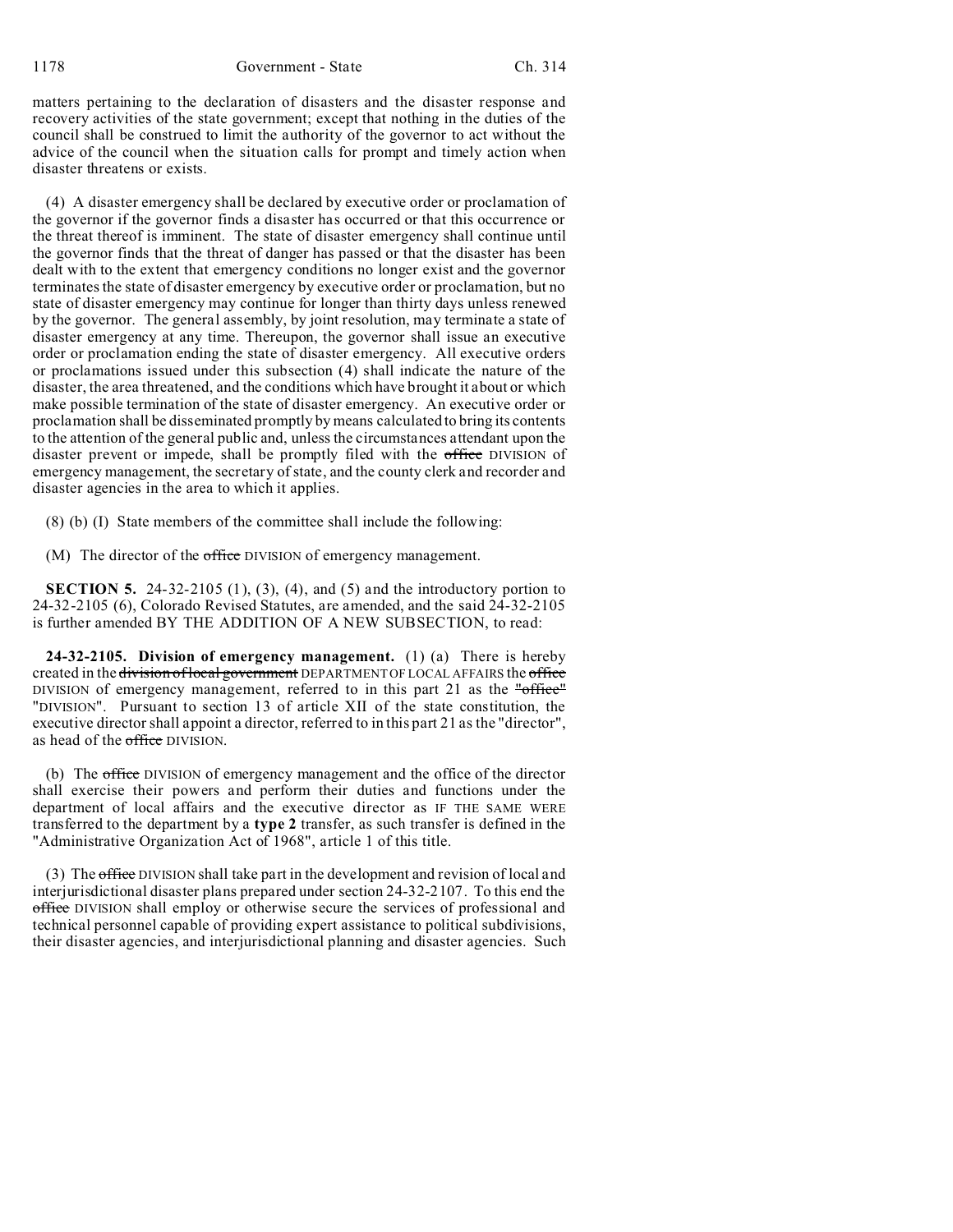matters pertaining to the declaration of disasters and the disaster response and recovery activities of the state government; except that nothing in the duties of the council shall be construed to limit the authority of the governor to act without the advice of the council when the situation calls for prompt and timely action when disaster threatens or exists.

(4) A disaster emergency shall be declared by executive order or proclamation of the governor if the governor finds a disaster has occurred or that this occurrence or the threat thereof is imminent. The state of disaster emergency shall continue until the governor finds that the threat of danger has passed or that the disaster has been dealt with to the extent that emergency conditions no longer exist and the governor terminates the state of disaster emergency by executive order or proclamation, but no state of disaster emergency may continue for longer than thirty days unless renewed by the governor. The general assembly, by joint resolution, may terminate a state of disaster emergency at any time. Thereupon, the governor shall issue an executive order or proclamation ending the state of disaster emergency. All executive orders or proclamations issued under this subsection (4) shall indicate the nature of the disaster, the area threatened, and the conditions which have brought it about or which make possible termination of the state of disaster emergency. An executive order or proclamation shall be disseminated promptly by means calculated to bring its contents to the attention of the general public and, unless the circumstances attendant upon the disaster prevent or impede, shall be promptly filed with the ~~office~~ DIVISION of emergency management, the secretary of state, and the county clerk and recorder and disaster agencies in the area to which it applies.

(8) (b) (I) State members of the committee shall include the following:

(M) The director of the ~~office~~ DIVISION of emergency management.

**SECTION 5.** 24-32-2105 (1), (3), (4), and (5) and the introductory portion to 24-32-2105 (6), Colorado Revised Statutes, are amended, and the said 24-32-2105 is further amended BY THE ADDITION OF A NEW SUBSECTION, to read:

**24-32-2105. Division of emergency management.** (1) (a) There is hereby created in the ~~division of local government~~ DEPARTMENT OF LOCAL AFFAIRS the ~~office~~ DIVISION of emergency management, referred to in this part 21 as the ~~"office"~~ "DIVISION". Pursuant to section 13 of article XII of the state constitution, the executive director shall appoint a director, referred to in this part 21 as the "director", as head of the ~~office~~ DIVISION.

(b) The ~~office~~ DIVISION of emergency management and the office of the director shall exercise their powers and perform their duties and functions under the department of local affairs and the executive director as IF THE SAME WERE transferred to the department by a **type 2** transfer, as such transfer is defined in the "Administrative Organization Act of 1968", article 1 of this title.

(3) The ~~office~~ DIVISION shall take part in the development and revision of local and interjurisdictional disaster plans prepared under section 24-32-2107. To this end the ~~office~~ DIVISION shall employ or otherwise secure the services of professional and technical personnel capable of providing expert assistance to political subdivisions, their disaster agencies, and interjurisdictional planning and disaster agencies. Such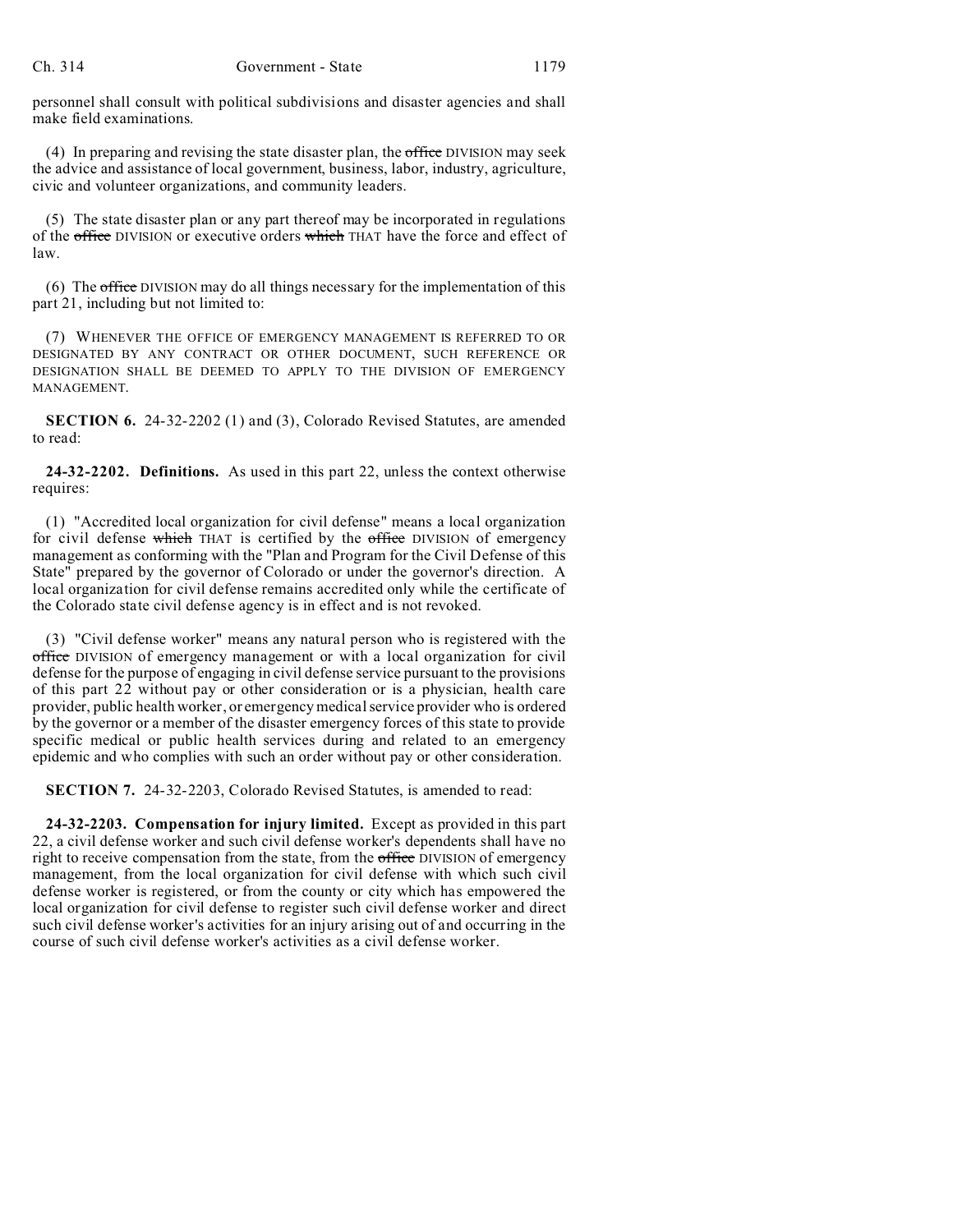personnel shall consult with political subdivisions and disaster agencies and shall make field examinations.

(4) In preparing and revising the state disaster plan, the ~~office~~ DIVISION may seek the advice and assistance of local government, business, labor, industry, agriculture, civic and volunteer organizations, and community leaders.

(5) The state disaster plan or any part thereof may be incorporated in regulations of the ~~office~~ DIVISION or executive orders ~~which~~ THAT have the force and effect of law.

(6) The ~~office~~ DIVISION may do all things necessary for the implementation of this part 21, including but not limited to:

(7) WHENEVER THE OFFICE OF EMERGENCY MANAGEMENT IS REFERRED TO OR DESIGNATED BY ANY CONTRACT OR OTHER DOCUMENT, SUCH REFERENCE OR DESIGNATION SHALL BE DEEMED TO APPLY TO THE DIVISION OF EMERGENCY MANAGEMENT.

**SECTION 6.** 24-32-2202 (1) and (3), Colorado Revised Statutes, are amended to read:

**24-32-2202. Definitions.** As used in this part 22, unless the context otherwise requires:

(1) "Accredited local organization for civil defense" means a local organization for civil defense ~~which~~ THAT is certified by the ~~office~~ DIVISION of emergency management as conforming with the "Plan and Program for the Civil Defense of this State" prepared by the governor of Colorado or under the governor's direction. A local organization for civil defense remains accredited only while the certificate of the Colorado state civil defense agency is in effect and is not revoked.

(3) "Civil defense worker" means any natural person who is registered with the ~~office~~ DIVISION of emergency management or with a local organization for civil defense for the purpose of engaging in civil defense service pursuant to the provisions of this part 22 without pay or other consideration or is a physician, health care provider, public health worker, or emergency medical service provider who is ordered by the governor or a member of the disaster emergency forces of this state to provide specific medical or public health services during and related to an emergency epidemic and who complies with such an order without pay or other consideration.

**SECTION 7.** 24-32-2203, Colorado Revised Statutes, is amended to read:

**24-32-2203. Compensation for injury limited.** Except as provided in this part 22, a civil defense worker and such civil defense worker's dependents shall have no right to receive compensation from the state, from the ~~office~~ DIVISION of emergency management, from the local organization for civil defense with which such civil defense worker is registered, or from the county or city which has empowered the local organization for civil defense to register such civil defense worker and direct such civil defense worker's activities for an injury arising out of and occurring in the course of such civil defense worker's activities as a civil defense worker.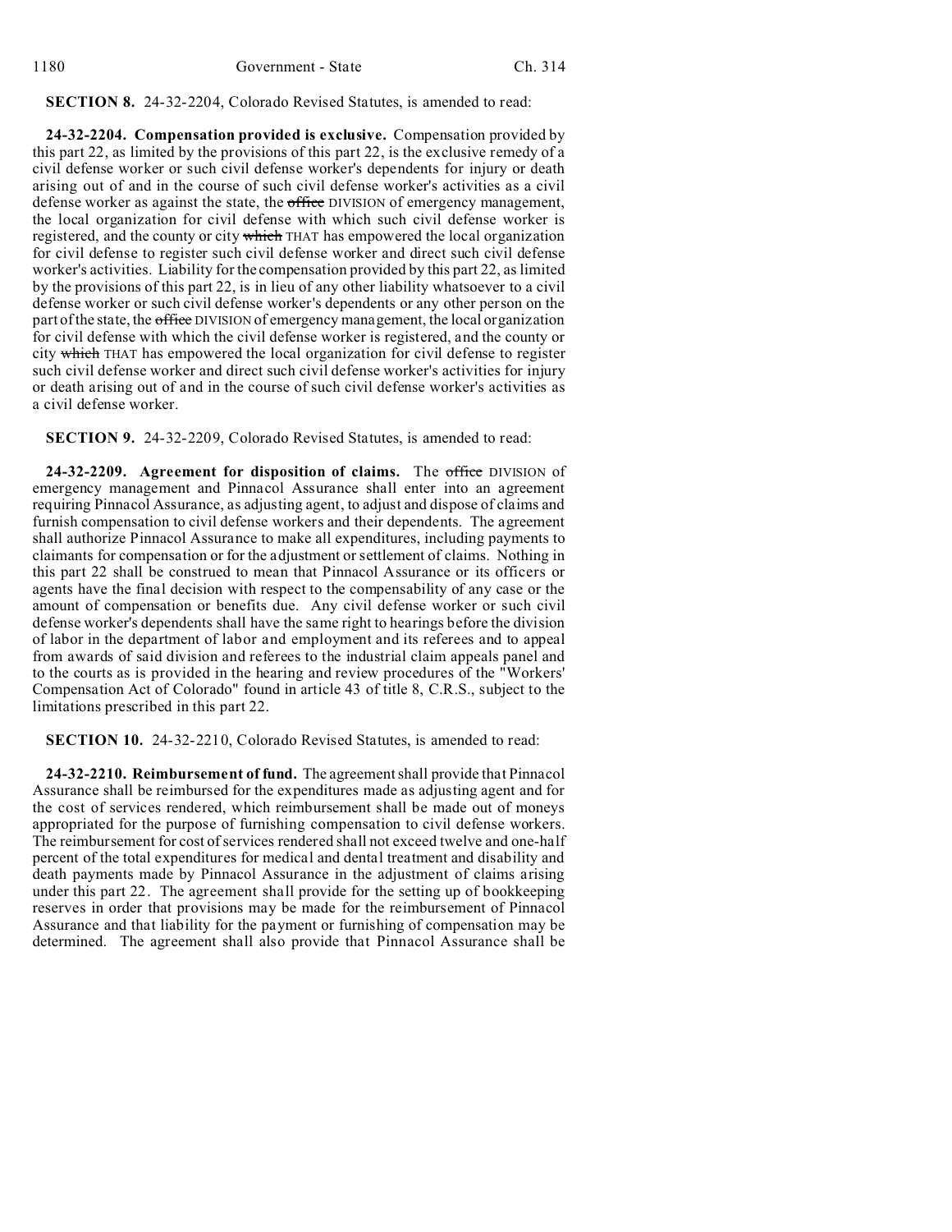**SECTION 8.** 24-32-2204, Colorado Revised Statutes, is amended to read:

**24-32-2204. Compensation provided is exclusive.** Compensation provided by this part 22, as limited by the provisions of this part 22, is the exclusive remedy of a civil defense worker or such civil defense worker's dependents for injury or death arising out of and in the course of such civil defense worker's activities as a civil defense worker as against the state, the ~~office~~ DIVISION of emergency management, the local organization for civil defense with which such civil defense worker is registered, and the county or city ~~which~~ THAT has empowered the local organization for civil defense to register such civil defense worker and direct such civil defense worker's activities. Liability for the compensation provided by this part 22, as limited by the provisions of this part 22, is in lieu of any other liability whatsoever to a civil defense worker or such civil defense worker's dependents or any other person on the part of the state, the ~~office~~ DIVISION of emergency management, the local organization for civil defense with which the civil defense worker is registered, and the county or city ~~which~~ THAT has empowered the local organization for civil defense to register such civil defense worker and direct such civil defense worker's activities for injury or death arising out of and in the course of such civil defense worker's activities as a civil defense worker.

**SECTION 9.** 24-32-2209, Colorado Revised Statutes, is amended to read:

**24-32-2209. Agreement for disposition of claims.** The ~~office~~ DIVISION of emergency management and Pinnacol Assurance shall enter into an agreement requiring Pinnacol Assurance, as adjusting agent, to adjust and dispose of claims and furnish compensation to civil defense workers and their dependents. The agreement shall authorize Pinnacol Assurance to make all expenditures, including payments to claimants for compensation or for the adjustment or settlement of claims. Nothing in this part 22 shall be construed to mean that Pinnacol Assurance or its officers or agents have the final decision with respect to the compensability of any case or the amount of compensation or benefits due. Any civil defense worker or such civil defense worker's dependents shall have the same right to hearings before the division of labor in the department of labor and employment and its referees and to appeal from awards of said division and referees to the industrial claim appeals panel and to the courts as is provided in the hearing and review procedures of the "Workers' Compensation Act of Colorado" found in article 43 of title 8, C.R.S., subject to the limitations prescribed in this part 22.

**SECTION 10.** 24-32-2210, Colorado Revised Statutes, is amended to read:

**24-32-2210. Reimbursement of fund.** The agreement shall provide that Pinnacol Assurance shall be reimbursed for the expenditures made as adjusting agent and for the cost of services rendered, which reimbursement shall be made out of moneys appropriated for the purpose of furnishing compensation to civil defense workers. The reimbursement for cost of services rendered shall not exceed twelve and one-half percent of the total expenditures for medical and dental treatment and disability and death payments made by Pinnacol Assurance in the adjustment of claims arising under this part 22. The agreement shall provide for the setting up of bookkeeping reserves in order that provisions may be made for the reimbursement of Pinnacol Assurance and that liability for the payment or furnishing of compensation may be determined. The agreement shall also provide that Pinnacol Assurance shall be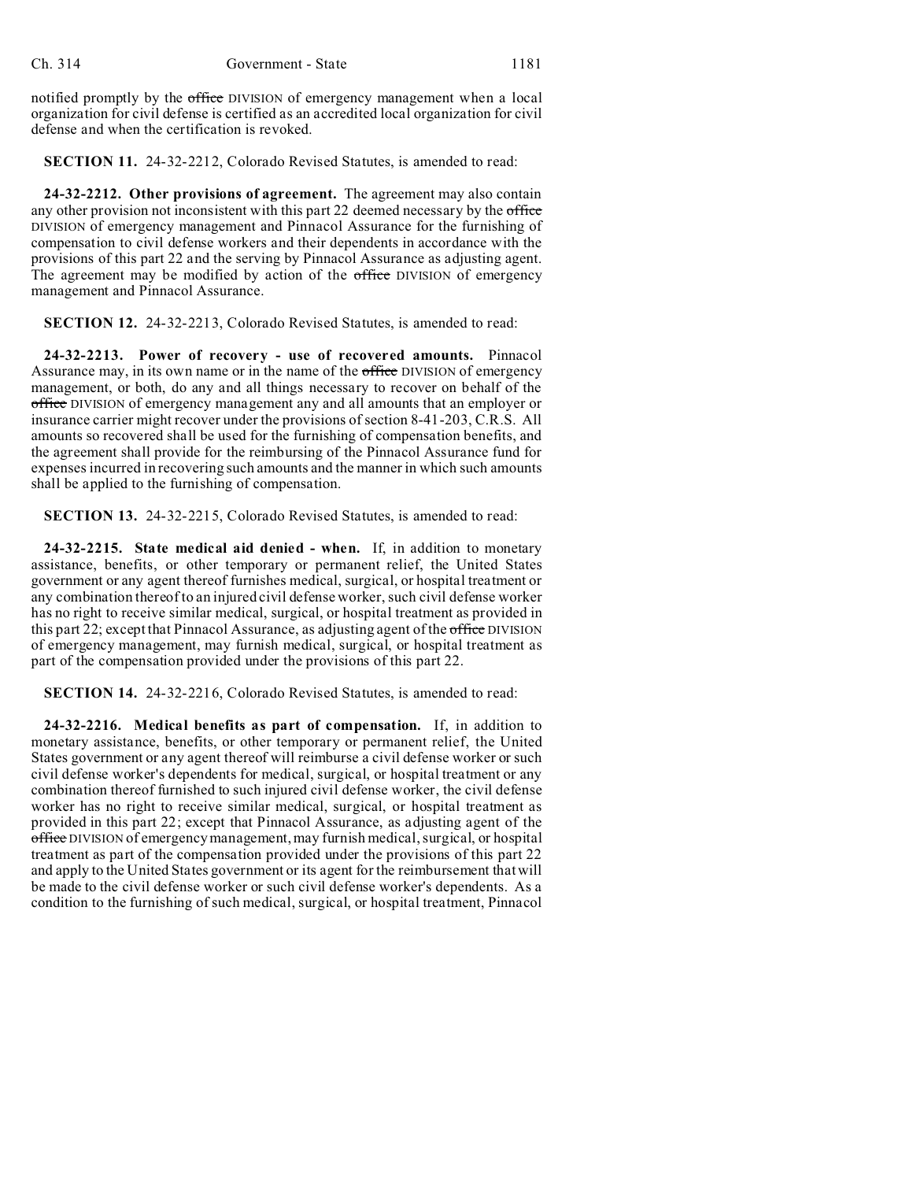notified promptly by the ~~office~~ DIVISION of emergency management when a local organization for civil defense is certified as an accredited local organization for civil defense and when the certification is revoked.

**SECTION 11.** 24-32-2212, Colorado Revised Statutes, is amended to read:

**24-32-2212. Other provisions of agreement.** The agreement may also contain any other provision not inconsistent with this part 22 deemed necessary by the ~~office~~ DIVISION of emergency management and Pinnacol Assurance for the furnishing of compensation to civil defense workers and their dependents in accordance with the provisions of this part 22 and the serving by Pinnacol Assurance as adjusting agent. The agreement may be modified by action of the ~~office~~ DIVISION of emergency management and Pinnacol Assurance.

**SECTION 12.** 24-32-2213, Colorado Revised Statutes, is amended to read:

**24-32-2213. Power of recovery - use of recovered amounts.** Pinnacol Assurance may, in its own name or in the name of the ~~office~~ DIVISION of emergency management, or both, do any and all things necessary to recover on behalf of the ~~office~~ DIVISION of emergency management any and all amounts that an employer or insurance carrier might recover under the provisions of section 8-41-203, C.R.S. All amounts so recovered shall be used for the furnishing of compensation benefits, and the agreement shall provide for the reimbursing of the Pinnacol Assurance fund for expenses incurred in recovering such amounts and the manner in which such amounts shall be applied to the furnishing of compensation.

**SECTION 13.** 24-32-2215, Colorado Revised Statutes, is amended to read:

**24-32-2215. State medical aid denied - when.** If, in addition to monetary assistance, benefits, or other temporary or permanent relief, the United States government or any agent thereof furnishes medical, surgical, or hospital treatment or any combination thereof to an injured civil defense worker, such civil defense worker has no right to receive similar medical, surgical, or hospital treatment as provided in this part 22; except that Pinnacol Assurance, as adjusting agent of the ~~office~~ DIVISION of emergency management, may furnish medical, surgical, or hospital treatment as part of the compensation provided under the provisions of this part 22.

**SECTION 14.** 24-32-2216, Colorado Revised Statutes, is amended to read:

**24-32-2216. Medical benefits as part of compensation.** If, in addition to monetary assistance, benefits, or other temporary or permanent relief, the United States government or any agent thereof will reimburse a civil defense worker or such civil defense worker's dependents for medical, surgical, or hospital treatment or any combination thereof furnished to such injured civil defense worker, the civil defense worker has no right to receive similar medical, surgical, or hospital treatment as provided in this part 22; except that Pinnacol Assurance, as adjusting agent of the ~~office~~ DIVISION of emergency management, may furnish medical, surgical, or hospital treatment as part of the compensation provided under the provisions of this part 22 and apply to the United States government or its agent for the reimbursement that will be made to the civil defense worker or such civil defense worker's dependents. As a condition to the furnishing of such medical, surgical, or hospital treatment, Pinnacol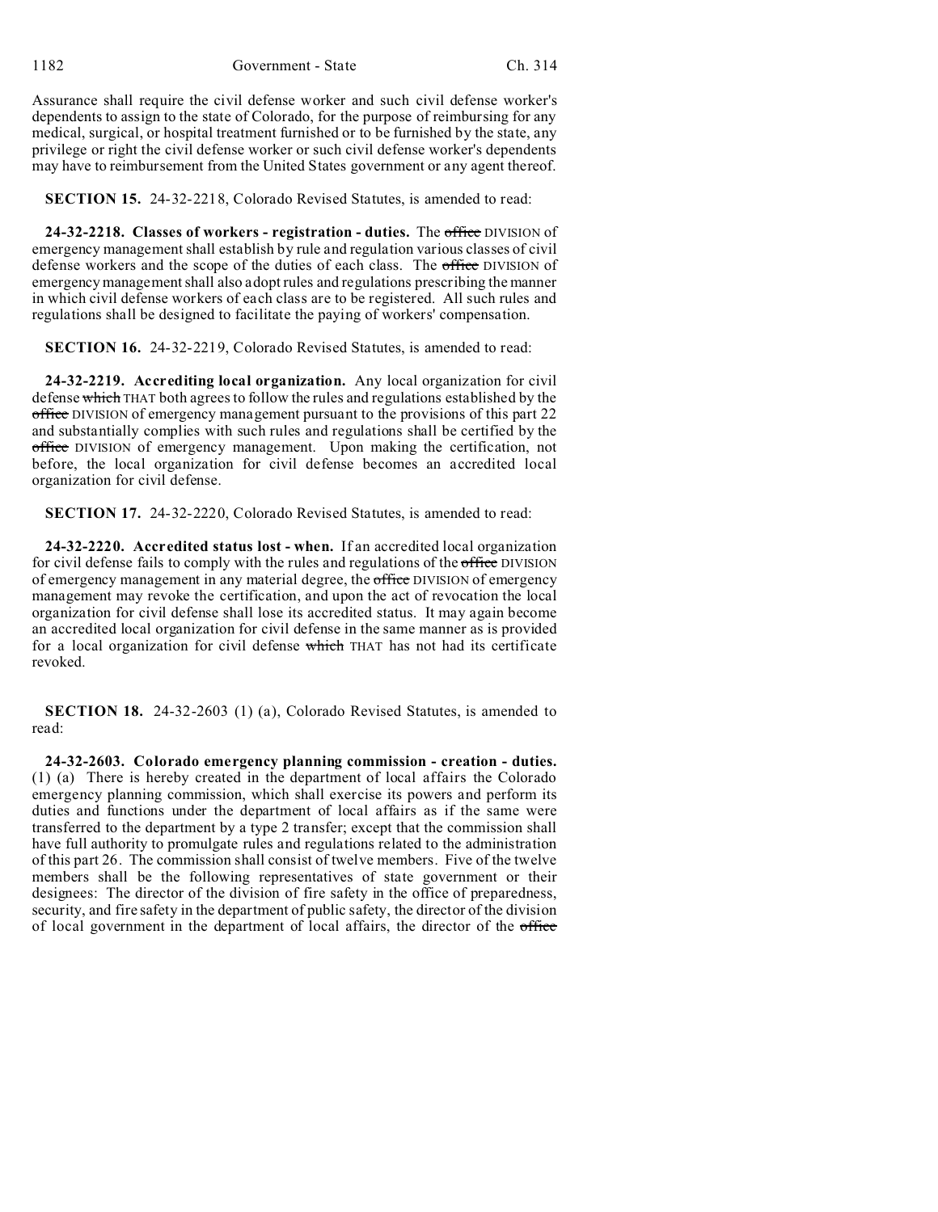Assurance shall require the civil defense worker and such civil defense worker's dependents to assign to the state of Colorado, for the purpose of reimbursing for any medical, surgical, or hospital treatment furnished or to be furnished by the state, any privilege or right the civil defense worker or such civil defense worker's dependents may have to reimbursement from the United States government or any agent thereof.

**SECTION 15.** 24-32-2218, Colorado Revised Statutes, is amended to read:

**24-32-2218. Classes of workers - registration - duties.** The ~~office~~ DIVISION of emergency management shall establish by rule and regulation various classes of civil defense workers and the scope of the duties of each class. The ~~office~~ DIVISION of emergency management shall also adopt rules and regulations prescribing the manner in which civil defense workers of each class are to be registered. All such rules and regulations shall be designed to facilitate the paying of workers' compensation.

**SECTION 16.** 24-32-2219, Colorado Revised Statutes, is amended to read:

**24-32-2219. Accrediting local organization.** Any local organization for civil defense ~~which~~ THAT both agrees to follow the rules and regulations established by the ~~office~~ DIVISION of emergency management pursuant to the provisions of this part 22 and substantially complies with such rules and regulations shall be certified by the ~~office~~ DIVISION of emergency management. Upon making the certification, not before, the local organization for civil defense becomes an accredited local organization for civil defense.

**SECTION 17.** 24-32-2220, Colorado Revised Statutes, is amended to read:

**24-32-2220. Accredited status lost - when.** If an accredited local organization for civil defense fails to comply with the rules and regulations of the ~~office~~ DIVISION of emergency management in any material degree, the ~~office~~ DIVISION of emergency management may revoke the certification, and upon the act of revocation the local organization for civil defense shall lose its accredited status. It may again become an accredited local organization for civil defense in the same manner as is provided for a local organization for civil defense ~~which~~ THAT has not had its certificate revoked.

**SECTION 18.** 24-32-2603 (1) (a), Colorado Revised Statutes, is amended to read:

**24-32-2603. Colorado emergency planning commission - creation - duties.** (1) (a) There is hereby created in the department of local affairs the Colorado emergency planning commission, which shall exercise its powers and perform its duties and functions under the department of local affairs as if the same were transferred to the department by a type 2 transfer; except that the commission shall have full authority to promulgate rules and regulations related to the administration of this part 26. The commission shall consist of twelve members. Five of the twelve members shall be the following representatives of state government or their designees: The director of the division of fire safety in the office of preparedness, security, and fire safety in the department of public safety, the director of the division of local government in the department of local affairs, the director of the ~~office~~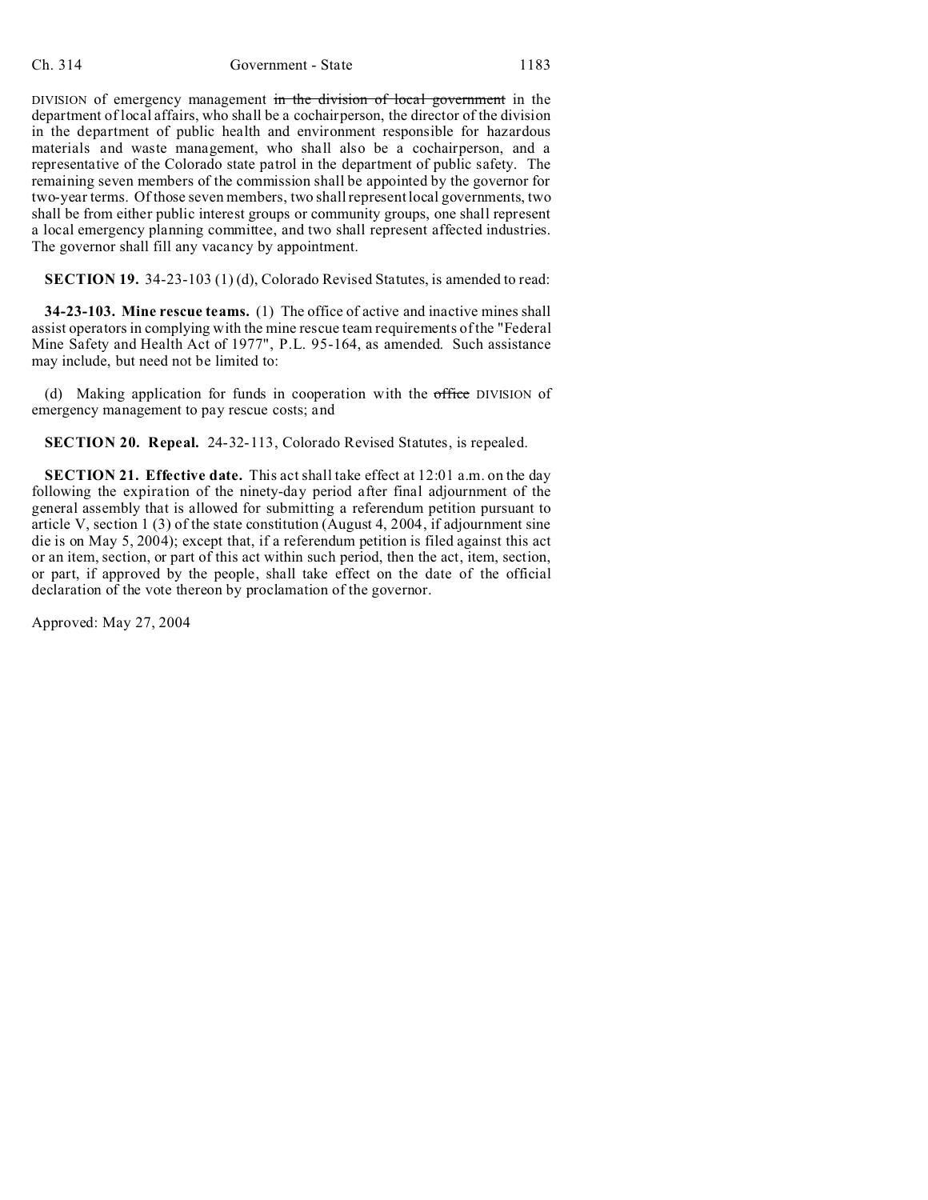DIVISION of emergency management ~~in the division of local government~~ in the department of local affairs, who shall be a cochairperson, the director of the division in the department of public health and environment responsible for hazardous materials and waste management, who shall also be a cochairperson, and a representative of the Colorado state patrol in the department of public safety. The remaining seven members of the commission shall be appointed by the governor for two-year terms. Of those seven members, two shall represent local governments, two shall be from either public interest groups or community groups, one shall represent a local emergency planning committee, and two shall represent affected industries. The governor shall fill any vacancy by appointment.

**SECTION 19.** 34-23-103 (1) (d), Colorado Revised Statutes, is amended to read:

**34-23-103. Mine rescue teams.** (1) The office of active and inactive mines shall assist operators in complying with the mine rescue team requirements of the "Federal Mine Safety and Health Act of 1977", P.L. 95-164, as amended. Such assistance may include, but need not be limited to:

(d) Making application for funds in cooperation with the ~~office~~ DIVISION of emergency management to pay rescue costs; and

**SECTION 20. Repeal.** 24-32-113, Colorado Revised Statutes, is repealed.

**SECTION 21. Effective date.** This act shall take effect at 12:01 a.m. on the day following the expiration of the ninety-day period after final adjournment of the general assembly that is allowed for submitting a referendum petition pursuant to article V, section 1 (3) of the state constitution (August 4, 2004, if adjournment sine die is on May 5, 2004); except that, if a referendum petition is filed against this act or an item, section, or part of this act within such period, then the act, item, section, or part, if approved by the people, shall take effect on the date of the official declaration of the vote thereon by proclamation of the governor.

Approved: May 27, 2004